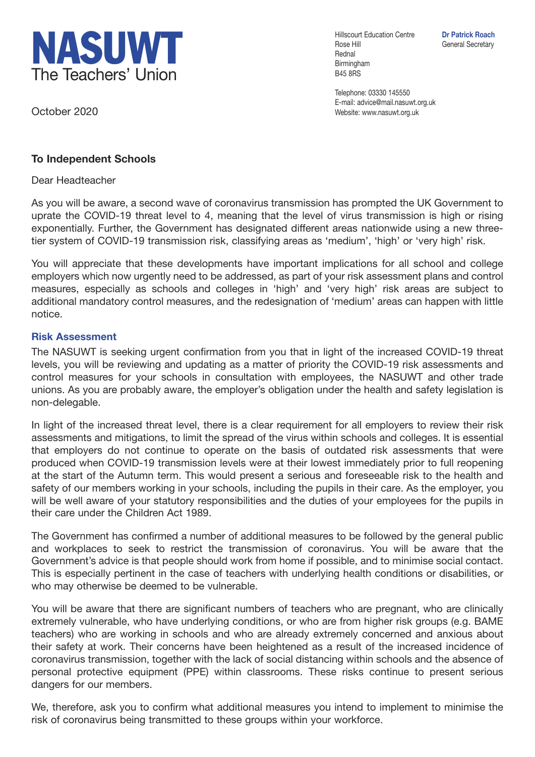**NASUWT**
The Teachers' Union

Hillscourt Education Centre
Rose Hill
Rednal
Birmingham
B45 8RS

Telephone: 03330 145550
E-mail: advice@mail.nasuwt.org.uk
Website: www.nasuwt.org.uk

**Dr Patrick Roach**
General Secretary

October 2020

**To Independent Schools**

Dear Headteacher

As you will be aware, a second wave of coronavirus transmission has prompted the UK Government to uprate the COVID-19 threat level to 4, meaning that the level of virus transmission is high or rising exponentially. Further, the Government has designated different areas nationwide using a new three-tier system of COVID-19 transmission risk, classifying areas as 'medium', 'high' or 'very high' risk.

You will appreciate that these developments have important implications for all school and college employers which now urgently need to be addressed, as part of your risk assessment plans and control measures, especially as schools and colleges in 'high' and 'very high' risk areas are subject to additional mandatory control measures, and the redesignation of 'medium' areas can happen with little notice.

## Risk Assessment

The NASUWT is seeking urgent confirmation from you that in light of the increased COVID-19 threat levels, you will be reviewing and updating as a matter of priority the COVID-19 risk assessments and control measures for your schools in consultation with employees, the NASUWT and other trade unions. As you are probably aware, the employer's obligation under the health and safety legislation is non-delegable.

In light of the increased threat level, there is a clear requirement for all employers to review their risk assessments and mitigations, to limit the spread of the virus within schools and colleges. It is essential that employers do not continue to operate on the basis of outdated risk assessments that were produced when COVID-19 transmission levels were at their lowest immediately prior to full reopening at the start of the Autumn term. This would present a serious and foreseeable risk to the health and safety of our members working in your schools, including the pupils in their care. As the employer, you will be well aware of your statutory responsibilities and the duties of your employees for the pupils in their care under the Children Act 1989.

The Government has confirmed a number of additional measures to be followed by the general public and workplaces to seek to restrict the transmission of coronavirus. You will be aware that the Government's advice is that people should work from home if possible, and to minimise social contact. This is especially pertinent in the case of teachers with underlying health conditions or disabilities, or who may otherwise be deemed to be vulnerable.

You will be aware that there are significant numbers of teachers who are pregnant, who are clinically extremely vulnerable, who have underlying conditions, or who are from higher risk groups (e.g. BAME teachers) who are working in schools and who are already extremely concerned and anxious about their safety at work. Their concerns have been heightened as a result of the increased incidence of coronavirus transmission, together with the lack of social distancing within schools and the absence of personal protective equipment (PPE) within classrooms. These risks continue to present serious dangers for our members.

We, therefore, ask you to confirm what additional measures you intend to implement to minimise the risk of coronavirus being transmitted to these groups within your workforce.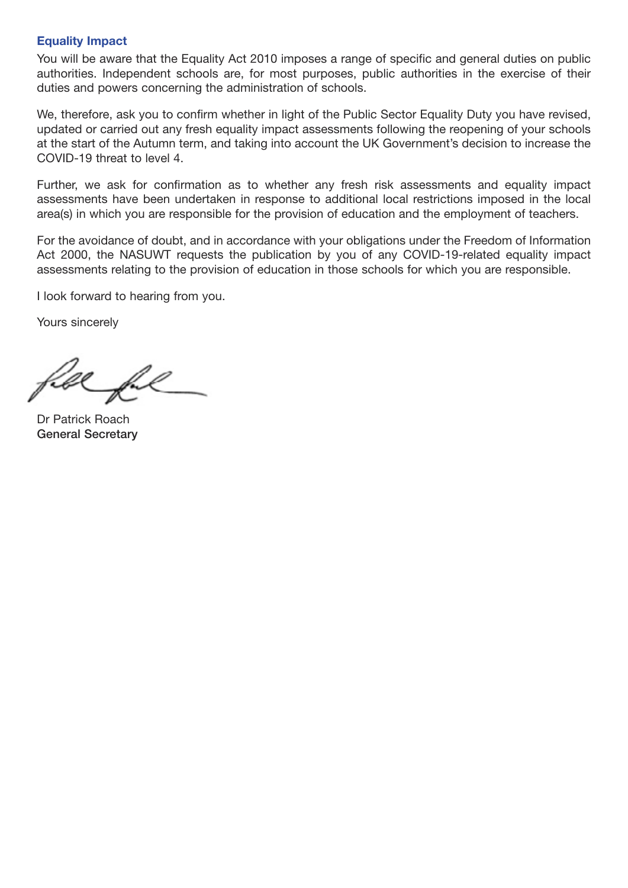## Equality Impact

You will be aware that the Equality Act 2010 imposes a range of specific and general duties on public authorities. Independent schools are, for most purposes, public authorities in the exercise of their duties and powers concerning the administration of schools.

We, therefore, ask you to confirm whether in light of the Public Sector Equality Duty you have revised, updated or carried out any fresh equality impact assessments following the reopening of your schools at the start of the Autumn term, and taking into account the UK Government's decision to increase the COVID-19 threat to level 4.

Further, we ask for confirmation as to whether any fresh risk assessments and equality impact assessments have been undertaken in response to additional local restrictions imposed in the local area(s) in which you are responsible for the provision of education and the employment of teachers.

For the avoidance of doubt, and in accordance with your obligations under the Freedom of Information Act 2000, the NASUWT requests the publication by you of any COVID-19-related equality impact assessments relating to the provision of education in those schools for which you are responsible.

I look forward to hearing from you.

Yours sincerely

Dr Patrick Roach
**General Secretary**